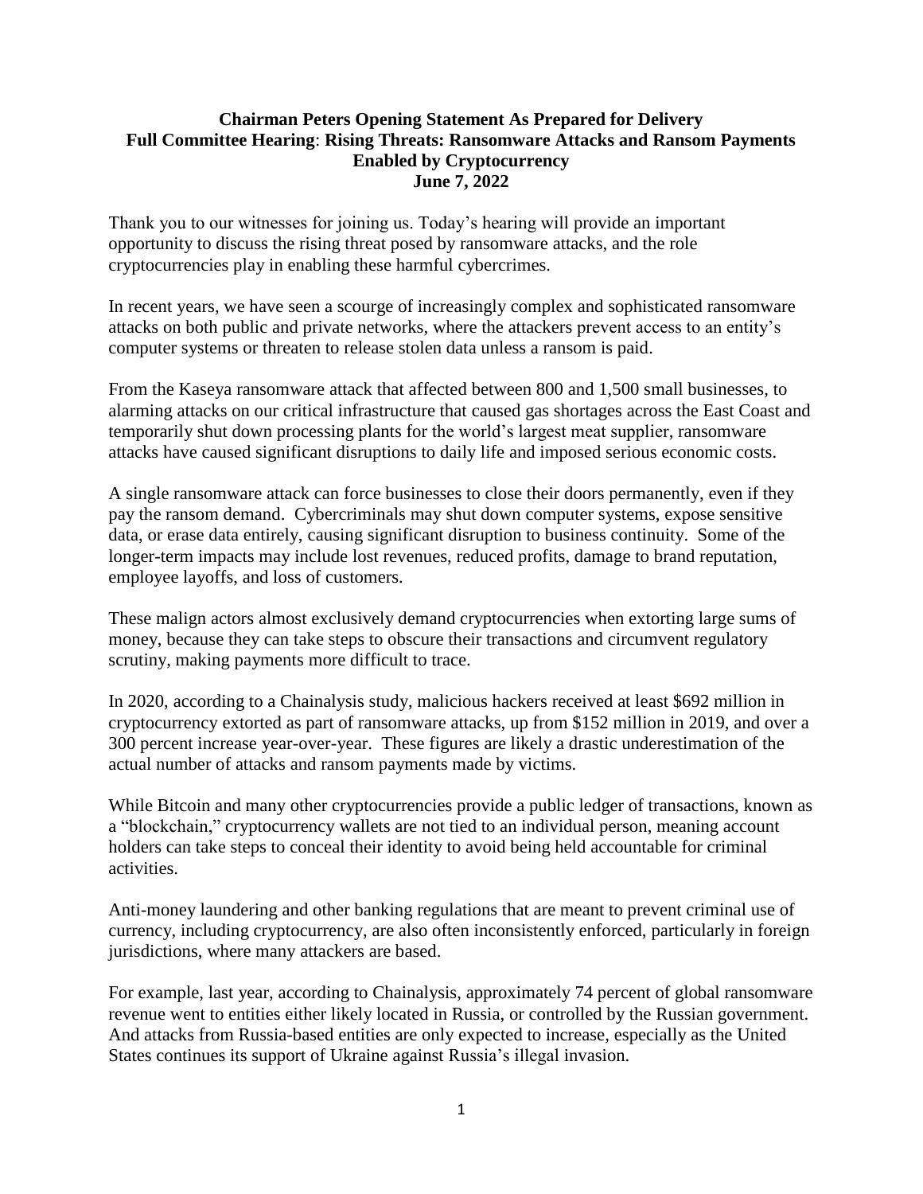**Chairman Peters Opening Statement As Prepared for Delivery**
**Full Committee Hearing**: **Rising Threats: Ransomware Attacks and Ransom Payments Enabled by Cryptocurrency**
**June 7, 2022**

Thank you to our witnesses for joining us. Today's hearing will provide an important opportunity to discuss the rising threat posed by ransomware attacks, and the role cryptocurrencies play in enabling these harmful cybercrimes.

In recent years, we have seen a scourge of increasingly complex and sophisticated ransomware attacks on both public and private networks, where the attackers prevent access to an entity's computer systems or threaten to release stolen data unless a ransom is paid.

From the Kaseya ransomware attack that affected between 800 and 1,500 small businesses, to alarming attacks on our critical infrastructure that caused gas shortages across the East Coast and temporarily shut down processing plants for the world's largest meat supplier, ransomware attacks have caused significant disruptions to daily life and imposed serious economic costs.

A single ransomware attack can force businesses to close their doors permanently, even if they pay the ransom demand. Cybercriminals may shut down computer systems, expose sensitive data, or erase data entirely, causing significant disruption to business continuity. Some of the longer-term impacts may include lost revenues, reduced profits, damage to brand reputation, employee layoffs, and loss of customers.

These malign actors almost exclusively demand cryptocurrencies when extorting large sums of money, because they can take steps to obscure their transactions and circumvent regulatory scrutiny, making payments more difficult to trace.

In 2020, according to a Chainalysis study, malicious hackers received at least $692 million in cryptocurrency extorted as part of ransomware attacks, up from $152 million in 2019, and over a 300 percent increase year-over-year. These figures are likely a drastic underestimation of the actual number of attacks and ransom payments made by victims.

While Bitcoin and many other cryptocurrencies provide a public ledger of transactions, known as a "blockchain," cryptocurrency wallets are not tied to an individual person, meaning account holders can take steps to conceal their identity to avoid being held accountable for criminal activities.

Anti-money laundering and other banking regulations that are meant to prevent criminal use of currency, including cryptocurrency, are also often inconsistently enforced, particularly in foreign jurisdictions, where many attackers are based.

For example, last year, according to Chainalysis, approximately 74 percent of global ransomware revenue went to entities either likely located in Russia, or controlled by the Russian government. And attacks from Russia-based entities are only expected to increase, especially as the United States continues its support of Ukraine against Russia's illegal invasion.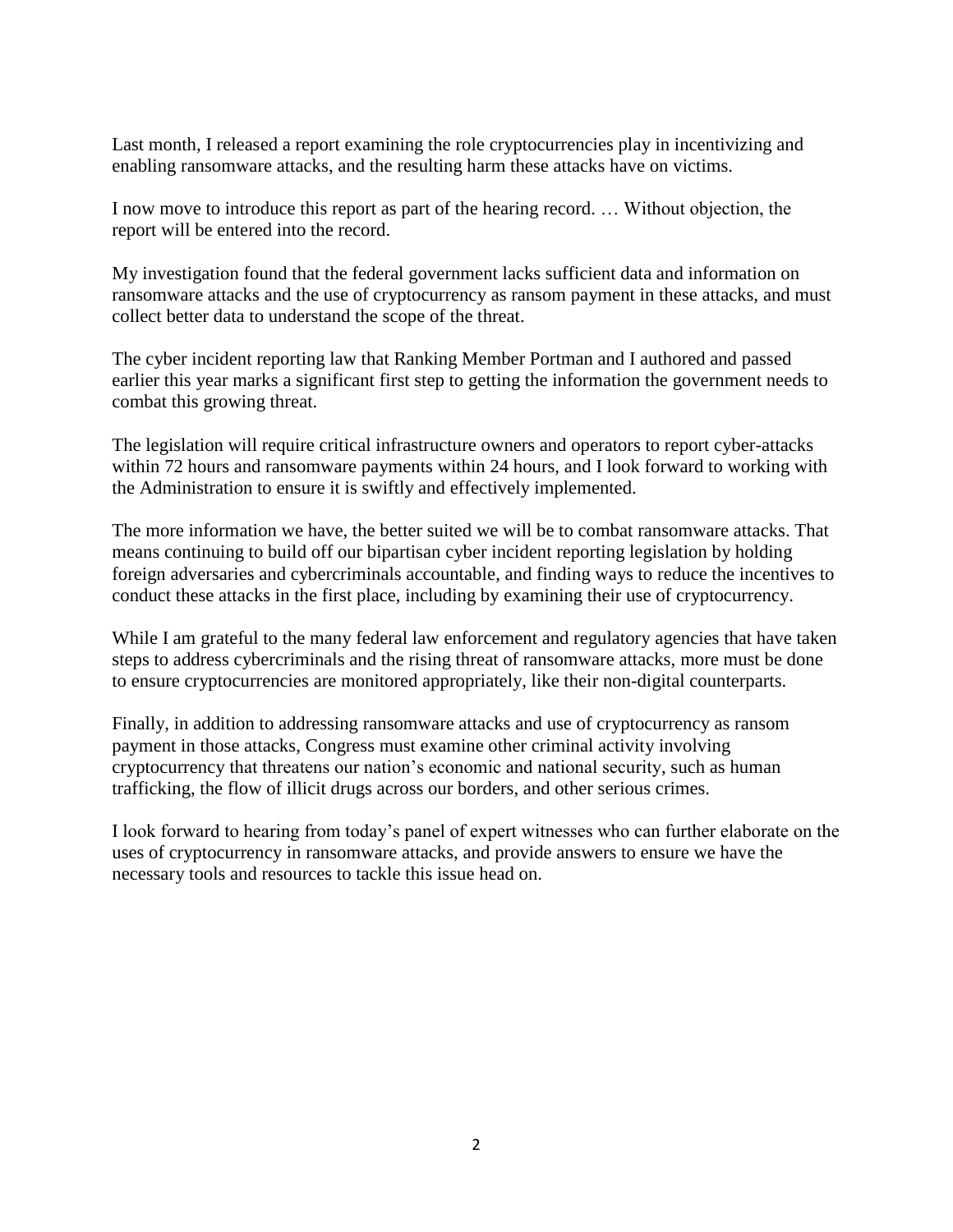Last month, I released a report examining the role cryptocurrencies play in incentivizing and enabling ransomware attacks, and the resulting harm these attacks have on victims.

I now move to introduce this report as part of the hearing record. … Without objection, the report will be entered into the record.

My investigation found that the federal government lacks sufficient data and information on ransomware attacks and the use of cryptocurrency as ransom payment in these attacks, and must collect better data to understand the scope of the threat.

The cyber incident reporting law that Ranking Member Portman and I authored and passed earlier this year marks a significant first step to getting the information the government needs to combat this growing threat.

The legislation will require critical infrastructure owners and operators to report cyber-attacks within 72 hours and ransomware payments within 24 hours, and I look forward to working with the Administration to ensure it is swiftly and effectively implemented.

The more information we have, the better suited we will be to combat ransomware attacks. That means continuing to build off our bipartisan cyber incident reporting legislation by holding foreign adversaries and cybercriminals accountable, and finding ways to reduce the incentives to conduct these attacks in the first place, including by examining their use of cryptocurrency.

While I am grateful to the many federal law enforcement and regulatory agencies that have taken steps to address cybercriminals and the rising threat of ransomware attacks, more must be done to ensure cryptocurrencies are monitored appropriately, like their non-digital counterparts.

Finally, in addition to addressing ransomware attacks and use of cryptocurrency as ransom payment in those attacks, Congress must examine other criminal activity involving cryptocurrency that threatens our nation's economic and national security, such as human trafficking, the flow of illicit drugs across our borders, and other serious crimes.

I look forward to hearing from today's panel of expert witnesses who can further elaborate on the uses of cryptocurrency in ransomware attacks, and provide answers to ensure we have the necessary tools and resources to tackle this issue head on.